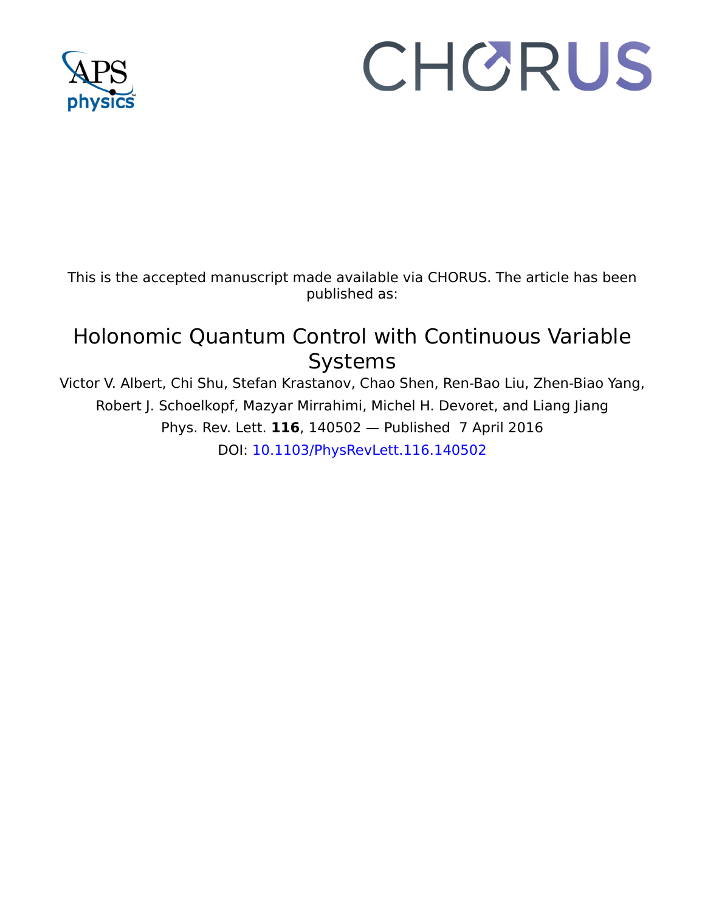This is the accepted manuscript made available via CHORUS. The article has been published as:

# Holonomic Quantum Control with Continuous Variable Systems

Victor V. Albert, Chi Shu, Stefan Krastanov, Chao Shen, Ren-Bao Liu, Zhen-Biao Yang, Robert J. Schoelkopf, Mazyar Mirrahimi, Michel H. Devoret, and Liang Jiang

Phys. Rev. Lett. **116**, 140502 — Published 7 April 2016

DOI: 10.1103/PhysRevLett.116.140502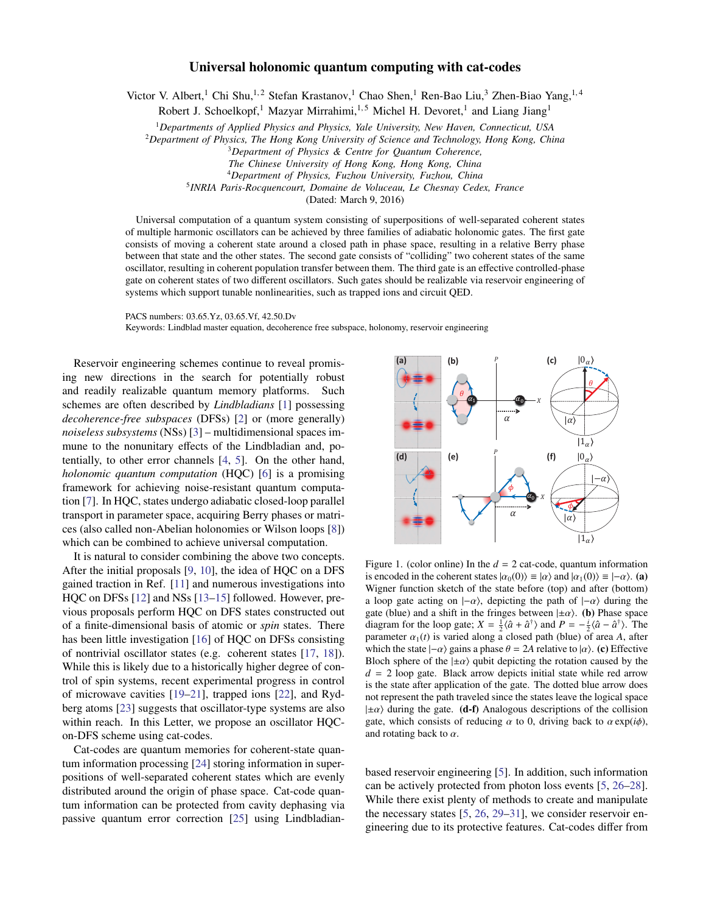# Universal holonomic quantum computing with cat-codes

Victor V. Albert,[1] Chi Shu,[1,2] Stefan Krastanov,[1] Chao Shen,[1] Ren-Bao Liu,[3] Zhen-Biao Yang,[1,4] Robert J. Schoelkopf,[1] Mazyar Mirrahimi,[1,5] Michel H. Devoret,[1] and Liang Jiang[1]

[1]*Departments of Applied Physics and Physics, Yale University, New Haven, Connecticut, USA*
[2]*Department of Physics, The Hong Kong University of Science and Technology, Hong Kong, China*
[3]*Department of Physics & Centre for Quantum Coherence, The Chinese University of Hong Kong, Hong Kong, China*
[4]*Department of Physics, Fuzhou University, Fuzhou, China*
[5]*INRIA Paris-Rocquencourt, Domaine de Voluceau, Le Chesnay Cedex, France*

(Dated: March 9, 2016)

Universal computation of a quantum system consisting of superpositions of well-separated coherent states of multiple harmonic oscillators can be achieved by three families of adiabatic holonomic gates. The first gate consists of moving a coherent state around a closed path in phase space, resulting in a relative Berry phase between that state and the other states. The second gate consists of "colliding" two coherent states of the same oscillator, resulting in coherent population transfer between them. The third gate is an effective controlled-phase gate on coherent states of two different oscillators. Such gates should be realizable via reservoir engineering of systems which support tunable nonlinearities, such as trapped ions and circuit QED.

PACS numbers: 03.65.Yz, 03.65.Vf, 42.50.Dv
Keywords: Lindblad master equation, decoherence free subspace, holonomy, reservoir engineering

Reservoir engineering schemes continue to reveal promising new directions in the search for potentially robust and readily realizable quantum memory platforms. Such schemes are often described by *Lindbladians* [1] possessing *decoherence-free subspaces* (DFSs) [2] or (more generally) *noiseless subsystems* (NSs) [3] – multidimensional spaces immune to the nonunitary effects of the Lindbladian and, potentially, to other error channels [4, 5]. On the other hand, *holonomic quantum computation* (HQC) [6] is a promising framework for achieving noise-resistant quantum computation [7]. In HQC, states undergo adiabatic closed-loop parallel transport in parameter space, acquiring Berry phases or matrices (also called non-Abelian holonomies or Wilson loops [8]) which can be combined to achieve universal computation.

It is natural to consider combining the above two concepts. After the initial proposals [9, 10], the idea of HQC on a DFS gained traction in Ref. [11] and numerous investigations into HQC on DFSs [12] and NSs [13–15] followed. However, previous proposals perform HQC on DFS states constructed out of a finite-dimensional basis of atomic or *spin* states. There has been little investigation [16] of HQC on DFSs consisting of nontrivial oscillator states (e.g. coherent states [17, 18]). While this is likely due to a historically higher degree of control of spin systems, recent experimental progress in control of microwave cavities [19–21], trapped ions [22], and Rydberg atoms [23] suggests that oscillator-type systems are also within reach. In this Letter, we propose an oscillator HQC-on-DFS scheme using cat-codes.

Cat-codes are quantum memories for coherent-state quantum information processing [24] storing information in superpositions of well-separated coherent states which are evenly distributed around the origin of phase space. Cat-code quantum information can be protected from cavity dephasing via passive quantum error correction [25] using Lindbladian-based reservoir engineering [5]. In addition, such information can be actively protected from photon loss events [5, 26–28]. While there exist plenty of methods to create and manipulate the necessary states [5, 26, 29–31], we consider reservoir engineering due to its protective features. Cat-codes differ from

Figure 1. (color online) In the $d = 2$ cat-code, quantum information is encoded in the coherent states $|\alpha_0(0)\rangle \equiv |\alpha\rangle$ and $|\alpha_1(0)\rangle \equiv |-\alpha\rangle$. **(a)** Wigner function sketch of the state before (top) and after (bottom) a loop gate acting on $|-\alpha\rangle$, depicting the path of $|-\alpha\rangle$ during the gate (blue) and a shift in the fringes between $|\pm\alpha\rangle$. **(b)** Phase space diagram for the loop gate; $X = \frac{1}{2}\langle\hat{a} + \hat{a}^\dagger\rangle$ and $P = -\frac{i}{2}\langle\hat{a} - \hat{a}^\dagger\rangle$. The parameter $\alpha_1(t)$ is varied along a closed path (blue) of area $A$, after which the state $|-\alpha\rangle$ gains a phase $\theta = 2A$ relative to $|\alpha\rangle$. **(c)** Effective Bloch sphere of the $|\pm\alpha\rangle$ qubit depicting the rotation caused by the $d = 2$ loop gate. Black arrow depicts initial state while red arrow is the state after application of the gate. The dotted blue arrow does not represent the path traveled since the states leave the logical space $|\pm\alpha\rangle$ during the gate. **(d-f)** Analogous descriptions of the collision gate, which consists of reducing $\alpha$ to 0, driving back to $\alpha\exp(i\phi)$, and rotating back to $\alpha$.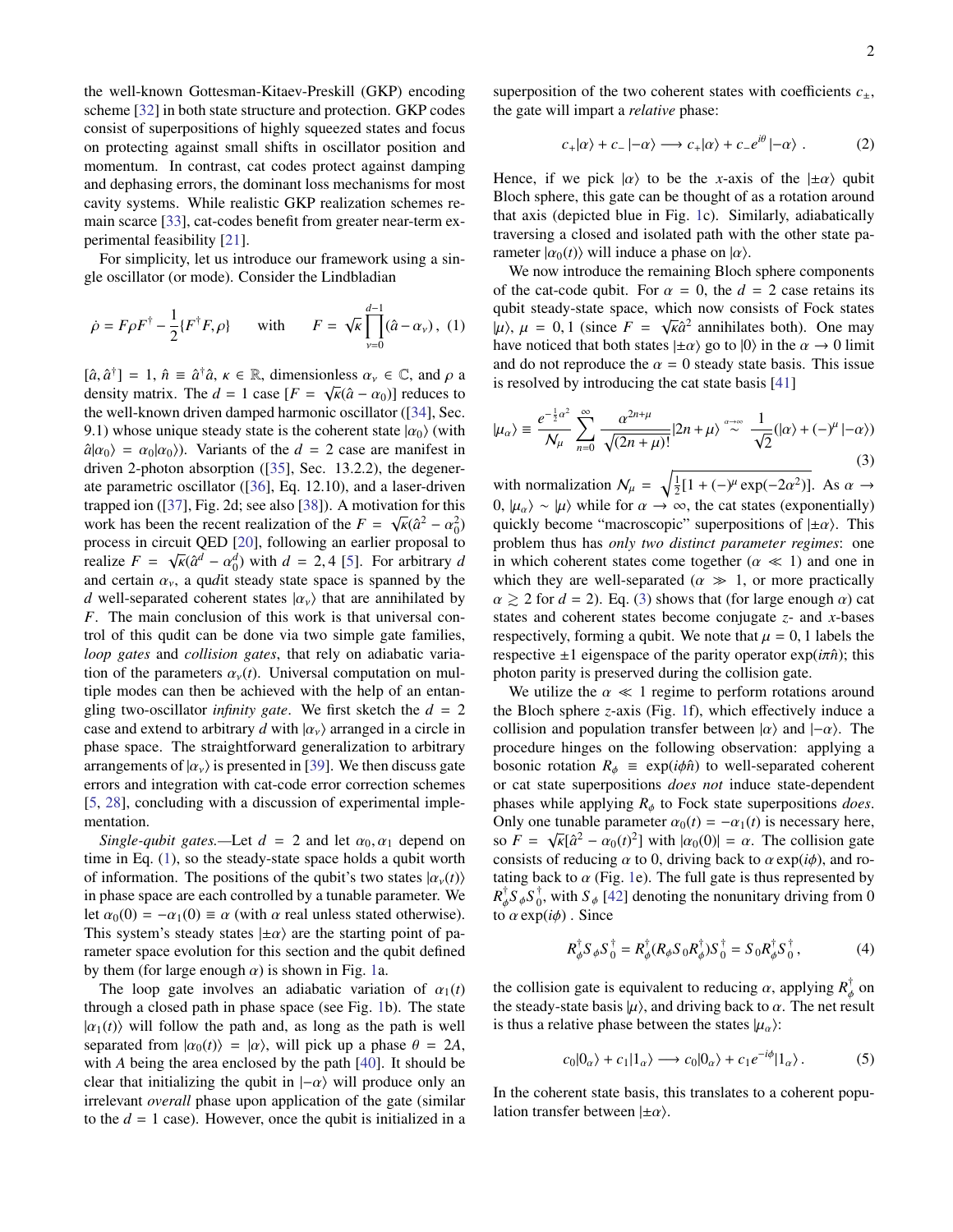the well-known Gottesman-Kitaev-Preskill (GKP) encoding scheme [32] in both state structure and protection. GKP codes consist of superpositions of highly squeezed states and focus on protecting against small shifts in oscillator position and momentum. In contrast, cat codes protect against damping and dephasing errors, the dominant loss mechanisms for most cavity systems. While realistic GKP realization schemes remain scarce [33], cat-codes benefit from greater near-term experimental feasibility [21].

For simplicity, let us introduce our framework using a single oscillator (or mode). Consider the Lindbladian

$$\dot{\rho} = F\rho F^{\dagger} - \frac{1}{2}\{F^{\dagger}F, \rho\} \qquad \text{with} \qquad F = \sqrt{\kappa}\prod_{\nu=0}^{d-1}(\hat{a} - \alpha_{\nu}), \quad (1)$$

$[\hat{a}, \hat{a}^{\dagger}] = 1$, $\hat{n} \equiv \hat{a}^{\dagger}\hat{a}$, $\kappa \in \mathbb{R}$, dimensionless $\alpha_{\nu} \in \mathbb{C}$, and $\rho$ a density matrix. The $d = 1$ case [$F = \sqrt{\kappa}(\hat{a} - \alpha_0)$] reduces to the well-known driven damped harmonic oscillator ([34], Sec. 9.1) whose unique steady state is the coherent state $|\alpha_0\rangle$ (with $\hat{a}|\alpha_0\rangle = \alpha_0|\alpha_0\rangle$). Variants of the $d = 2$ case are manifest in driven 2-photon absorption ([35], Sec. 13.2.2), the degenerate parametric oscillator ([36], Eq. 12.10), and a laser-driven trapped ion ([37], Fig. 2d; see also [38]). A motivation for this work has been the recent realization of the $F = \sqrt{\kappa}(\hat{a}^2 - \alpha_0^2)$ process in circuit QED [20], following an earlier proposal to realize $F = \sqrt{\kappa}(\hat{a}^d - \alpha_0^d)$ with $d = 2, 4$ [5]. For arbitrary $d$ and certain $\alpha_{\nu}$, a qu*d*it steady state space is spanned by the $d$ well-separated coherent states $|\alpha_{\nu}\rangle$ that are annihilated by $F$. The main conclusion of this work is that universal control of this qudit can be done via two simple gate families, *loop gates* and *collision gates*, that rely on adiabatic variation of the parameters $\alpha_{\nu}(t)$. Universal computation on multiple modes can then be achieved with the help of an entangling two-oscillator *infinity gate*. We first sketch the $d = 2$ case and extend to arbitrary $d$ with $|\alpha_{\nu}\rangle$ arranged in a circle in phase space. The straightforward generalization to arbitrary arrangements of $|\alpha_{\nu}\rangle$ is presented in [39]. We then discuss gate errors and integration with cat-code error correction schemes [5, 28], concluding with a discussion of experimental implementation.

*Single-qubit gates.*—Let $d = 2$ and let $\alpha_0, \alpha_1$ depend on time in Eq. (1), so the steady-state space holds a qubit worth of information. The positions of the qubit's two states $|\alpha_{\nu}(t)\rangle$ in phase space are each controlled by a tunable parameter. We let $\alpha_0(0) = -\alpha_1(0) \equiv \alpha$ (with $\alpha$ real unless stated otherwise). This system's steady states $|\pm\alpha\rangle$ are the starting point of parameter space evolution for this section and the qubit defined by them (for large enough $\alpha$) is shown in Fig. 1a.

The loop gate involves an adiabatic variation of $\alpha_1(t)$ through a closed path in phase space (see Fig. 1b). The state $|\alpha_1(t)\rangle$ will follow the path and, as long as the path is well separated from $|\alpha_0(t)\rangle = |\alpha\rangle$, will pick up a phase $\theta = 2A$, with $A$ being the area enclosed by the path [40]. It should be clear that initializing the qubit in $|-\alpha\rangle$ will produce only an irrelevant *overall* phase upon application of the gate (similar to the $d = 1$ case). However, once the qubit is initialized in a superposition of the two coherent states with coefficients $c_{\pm}$, the gate will impart a *relative* phase:

$$c_{+}|\alpha\rangle + c_{-}|-\alpha\rangle \longrightarrow c_{+}|\alpha\rangle + c_{-}e^{i\theta}|-\alpha\rangle\,. \quad (2)$$

Hence, if we pick $|\alpha\rangle$ to be the $x$-axis of the $|\pm\alpha\rangle$ qubit Bloch sphere, this gate can be thought of as a rotation around that axis (depicted blue in Fig. 1c). Similarly, adiabatically traversing a closed and isolated path with the other state parameter $|\alpha_0(t)\rangle$ will induce a phase on $|\alpha\rangle$.

We now introduce the remaining Bloch sphere components of the cat-code qubit. For $\alpha = 0$, the $d = 2$ case retains its qubit steady-state space, which now consists of Fock states $|\mu\rangle$, $\mu = 0, 1$ (since $F = \sqrt{\kappa}\hat{a}^2$ annihilates both). One may have noticed that both states $|\pm\alpha\rangle$ go to $|0\rangle$ in the $\alpha \to 0$ limit and do not reproduce the $\alpha = 0$ steady state basis. This issue is resolved by introducing the cat state basis [41]

$$|\mu_{\alpha}\rangle \equiv \frac{e^{-\frac{1}{2}\alpha^2}}{\mathcal{N}_{\mu}}\sum_{n=0}^{\infty}\frac{\alpha^{2n+\mu}}{\sqrt{(2n+\mu)!}}|2n+\mu\rangle \overset{\alpha\to\infty}{\sim} \frac{1}{\sqrt{2}}(|\alpha\rangle + (-)^{\mu}|-\alpha\rangle) \quad (3)$$

with normalization $\mathcal{N}_{\mu} = \sqrt{\frac{1}{2}[1 + (-)^{\mu}\exp(-2\alpha^2)]}$. As $\alpha \to 0$, $|\mu_{\alpha}\rangle \sim |\mu\rangle$ while for $\alpha \to \infty$, the cat states (exponentially) quickly become "macroscopic" superpositions of $|\pm\alpha\rangle$. This problem thus has *only two distinct parameter regimes*: one in which coherent states come together ($\alpha \ll 1$) and one in which they are well-separated ($\alpha \gg 1$, or more practically $\alpha \gtrsim 2$ for $d = 2$). Eq. (3) shows that (for large enough $\alpha$) cat states and coherent states become conjugate $z$- and $x$-bases respectively, forming a qubit. We note that $\mu = 0, 1$ labels the respective $\pm 1$ eigenspace of the parity operator $\exp(i\pi\hat{n})$; this photon parity is preserved during the collision gate.

We utilize the $\alpha \ll 1$ regime to perform rotations around the Bloch sphere $z$-axis (Fig. 1f), which effectively induce a collision and population transfer between $|\alpha\rangle$ and $|-\alpha\rangle$. The procedure hinges on the following observation: applying a bosonic rotation $R_{\phi} \equiv \exp(i\phi\hat{n})$ to well-separated coherent or cat state superpositions *does not* induce state-dependent phases while applying $R_{\phi}$ to Fock state superpositions *does*. Only one tunable parameter $\alpha_0(t) = -\alpha_1(t)$ is necessary here, so $F = \sqrt{\kappa}[\hat{a}^2 - \alpha_0(t)^2]$ with $|\alpha_0(0)| = \alpha$. The collision gate consists of reducing $\alpha$ to 0, driving back to $\alpha\exp(i\phi)$, and rotating back to $\alpha$ (Fig. 1e). The full gate is thus represented by $R_{\phi}^{\dagger}S_{\phi}S_0^{\dagger}$, with $S_{\phi}$ [42] denoting the nonunitary driving from 0 to $\alpha\exp(i\phi)$ . Since

$$R_{\phi}^{\dagger}S_{\phi}S_0^{\dagger} = R_{\phi}^{\dagger}(R_{\phi}S_0R_{\phi}^{\dagger})S_0^{\dagger} = S_0R_{\phi}^{\dagger}S_0^{\dagger}\,, \quad (4)$$

the collision gate is equivalent to reducing $\alpha$, applying $R_{\phi}^{\dagger}$ on the steady-state basis $|\mu\rangle$, and driving back to $\alpha$. The net result is thus a relative phase between the states $|\mu_{\alpha}\rangle$:

$$c_0|0_{\alpha}\rangle + c_1|1_{\alpha}\rangle \longrightarrow c_0|0_{\alpha}\rangle + c_1e^{-i\phi}|1_{\alpha}\rangle\,. \quad (5)$$

In the coherent state basis, this translates to a coherent population transfer between $|\pm\alpha\rangle$.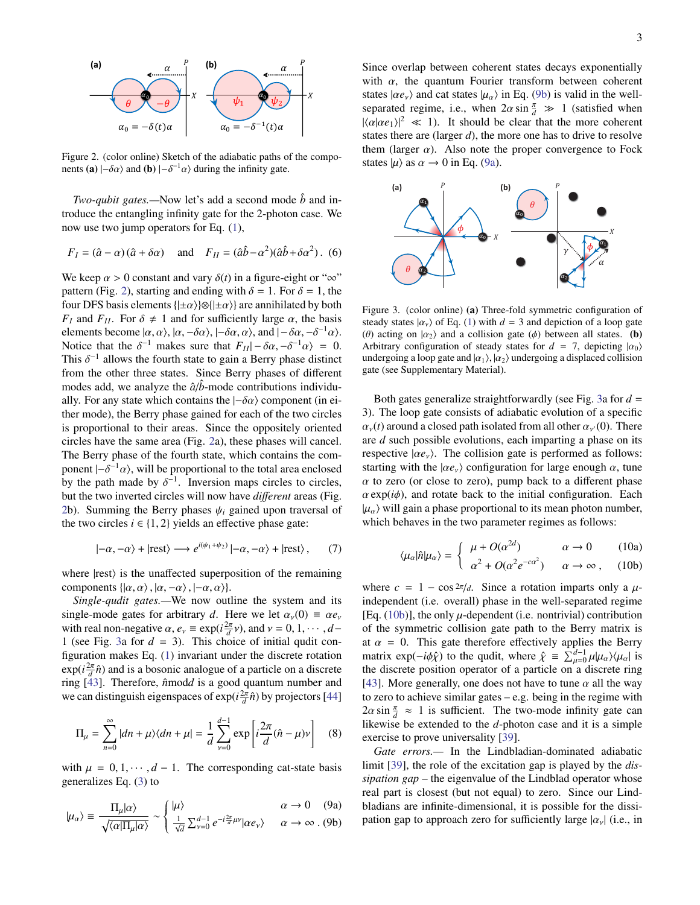Figure 2. (color online) Sketch of the adiabatic paths of the components **(a)** $|-\delta\alpha\rangle$ and **(b)** $|-\delta^{-1}\alpha\rangle$ during the infinity gate.

*Two-qubit gates.*—Now let's add a second mode $\hat{b}$ and introduce the entangling infinity gate for the 2-photon case. We now use two jump operators for Eq. (1),

$$F_I = (\hat{a} - \alpha)(\hat{a} + \delta\alpha) \quad \text{and} \quad F_{II} = (\hat{a}\hat{b} - \alpha^2)(\hat{a}\hat{b} + \delta\alpha^2). \quad (6)$$

We keep $\alpha > 0$ constant and vary $\delta(t)$ in a figure-eight or "$\infty$" pattern (Fig. 2), starting and ending with $\delta = 1$. For $\delta = 1$, the four DFS basis elements $\{|\pm\alpha\rangle\}\otimes\{|\pm\alpha\rangle\}$ are annihilated by both $F_I$ and $F_{II}$. For $\delta \neq 1$ and for sufficiently large $\alpha$, the basis elements become $|\alpha, \alpha\rangle$, $|\alpha, -\delta\alpha\rangle$, $|-\delta\alpha, \alpha\rangle$, and $|-\delta\alpha, -\delta^{-1}\alpha\rangle$. Notice that the $\delta^{-1}$ makes sure that $F_{II}|-\delta\alpha, -\delta^{-1}\alpha\rangle = 0$. This $\delta^{-1}$ allows the fourth state to gain a Berry phase distinct from the other three states. Since Berry phases of different modes add, we analyze the $\hat{a}/\hat{b}$-mode contributions individually. For any state which contains the $|-\delta\alpha\rangle$ component (in either mode), the Berry phase gained for each of the two circles is proportional to their areas. Since the oppositely oriented circles have the same area (Fig. 2a), these phases will cancel. The Berry phase of the fourth state, which contains the component $|-\delta^{-1}\alpha\rangle$, will be proportional to the total area enclosed by the path made by $\delta^{-1}$. Inversion maps circles to circles, but the two inverted circles will now have *different* areas (Fig. 2b). Summing the Berry phases $\psi_i$ gained upon traversal of the two circles $i \in \{1, 2\}$ yields an effective phase gate:

$$|-\alpha, -\alpha\rangle + |\text{rest}\rangle \longrightarrow e^{i(\psi_1+\psi_2)}|-\alpha, -\alpha\rangle + |\text{rest}\rangle, \quad (7)$$

where $|\text{rest}\rangle$ is the unaffected superposition of the remaining components $\{|\alpha, \alpha\rangle, |\alpha, -\alpha\rangle, |-\alpha, \alpha\rangle\}$.

*Single-qudit gates.*—We now outline the system and its single-mode gates for arbitrary $d$. Here we let $\alpha_\nu(0) \equiv \alpha e_\nu$ with real non-negative $\alpha$, $e_\nu \equiv \exp(i\frac{2\pi}{d}\nu)$, and $\nu = 0, 1, \cdots, d-1$ (see Fig. 3a for $d = 3$). This choice of initial qudit configuration makes Eq. (1) invariant under the discrete rotation $\exp(i\frac{2\pi}{d}\hat{n})$ and is a bosonic analogue of a particle on a discrete ring [43]. Therefore, $\hat{n}$mod$d$ is a good quantum number and we can distinguish eigenspaces of $\exp(i\frac{2\pi}{d}\hat{n})$ by projectors [44]

$$\Pi_\mu = \sum_{n=0}^{\infty} |dn + \mu\rangle\langle dn + \mu| = \frac{1}{d}\sum_{\nu=0}^{d-1} \exp\left[i\frac{2\pi}{d}(\hat{n} - \mu)\nu\right] \quad (8)$$

with $\mu = 0, 1, \cdots, d-1$. The corresponding cat-state basis generalizes Eq. (3) to

$$|\mu_\alpha\rangle \equiv \frac{\Pi_\mu|\alpha\rangle}{\sqrt{\langle\alpha|\Pi_\mu|\alpha\rangle}} \sim \begin{cases} |\mu\rangle & \alpha \to 0 \quad (9a) \\ \frac{1}{\sqrt{d}}\sum_{\nu=0}^{d-1} e^{-i\frac{2\pi}{d}\mu\nu}|\alpha e_\nu\rangle & \alpha \to \infty\,. \quad (9b) \end{cases}$$

Since overlap between coherent states decays exponentially with $\alpha$, the quantum Fourier transform between coherent states $|\alpha e_\nu\rangle$ and cat states $|\mu_\alpha\rangle$ in Eq. (9b) is valid in the well-separated regime, i.e., when $2\alpha \sin\frac{\pi}{d} \gg 1$ (satisfied when $|\langle\alpha|\alpha e_1\rangle|^2 \ll 1$). It should be clear that the more coherent states there are (larger $d$), the more one has to drive to resolve them (larger $\alpha$). Also note the proper convergence to Fock states $|\mu\rangle$ as $\alpha \to 0$ in Eq. (9a).

Figure 3. (color online) **(a)** Three-fold symmetric configuration of steady states $|\alpha_\nu\rangle$ of Eq. (1) with $d = 3$ and depiction of a loop gate ($\theta$) acting on $|\alpha_2\rangle$ and a collision gate ($\phi$) between all states. **(b)** Arbitrary configuration of steady states for $d = 7$, depicting $|\alpha_0\rangle$ undergoing a loop gate and $|\alpha_1\rangle, |\alpha_2\rangle$ undergoing a displaced collision gate (see Supplementary Material).

Both gates generalize straightforwardly (see Fig. 3a for $d = 3$). The loop gate consists of adiabatic evolution of a specific $\alpha_\nu(t)$ around a closed path isolated from all other $\alpha_{\nu'}(0)$. There are $d$ such possible evolutions, each imparting a phase on its respective $|\alpha e_\nu\rangle$. The collision gate is performed as follows: starting with the $|\alpha e_\nu\rangle$ configuration for large enough $\alpha$, tune $\alpha$ to zero (or close to zero), pump back to a different phase $\alpha\exp(i\phi)$, and rotate back to the initial configuration. Each $|\mu_\alpha\rangle$ will gain a phase proportional to its mean photon number, which behaves in the two parameter regimes as follows:

$$\langle\mu_\alpha|\hat{n}|\mu_\alpha\rangle = \begin{cases} \mu + O(\alpha^{2d}) & \alpha \to 0 \quad (10a) \\ \alpha^2 + O(\alpha^2 e^{-c\alpha^2}) & \alpha \to \infty\,, \quad (10b) \end{cases}$$

where $c = 1 - \cos{}^{2\pi}\!/_{d}$. Since a rotation imparts only a $\mu$-independent (i.e. overall) phase in the well-separated regime [Eq. (10b)], the only $\mu$-dependent (i.e. nontrivial) contribution of the symmetric collision gate path to the Berry matrix is at $\alpha = 0$. This gate therefore effectively applies the Berry matrix $\exp(-i\phi\hat{\chi})$ to the qudit, where $\hat{\chi} \equiv \sum_{\mu=0}^{d-1}\mu|\mu_\alpha\rangle\langle\mu_\alpha|$ is the discrete position operator of a particle on a discrete ring [43]. More generally, one does not have to tune $\alpha$ all the way to zero to achieve similar gates – e.g. being in the regime with $2\alpha\sin\frac{\pi}{d} \approx 1$ is sufficient. The two-mode infinity gate can likewise be extended to the $d$-photon case and it is a simple exercise to prove universality [39].

*Gate errors.*— In the Lindbladian-dominated adiabatic limit [39], the role of the excitation gap is played by the *dissipation gap* – the eigenvalue of the Lindblad operator whose real part is closest (but not equal) to zero. Since our Lindbladians are infinite-dimensional, it is possible for the dissipation gap to approach zero for sufficiently large $|\alpha_\nu|$ (i.e., in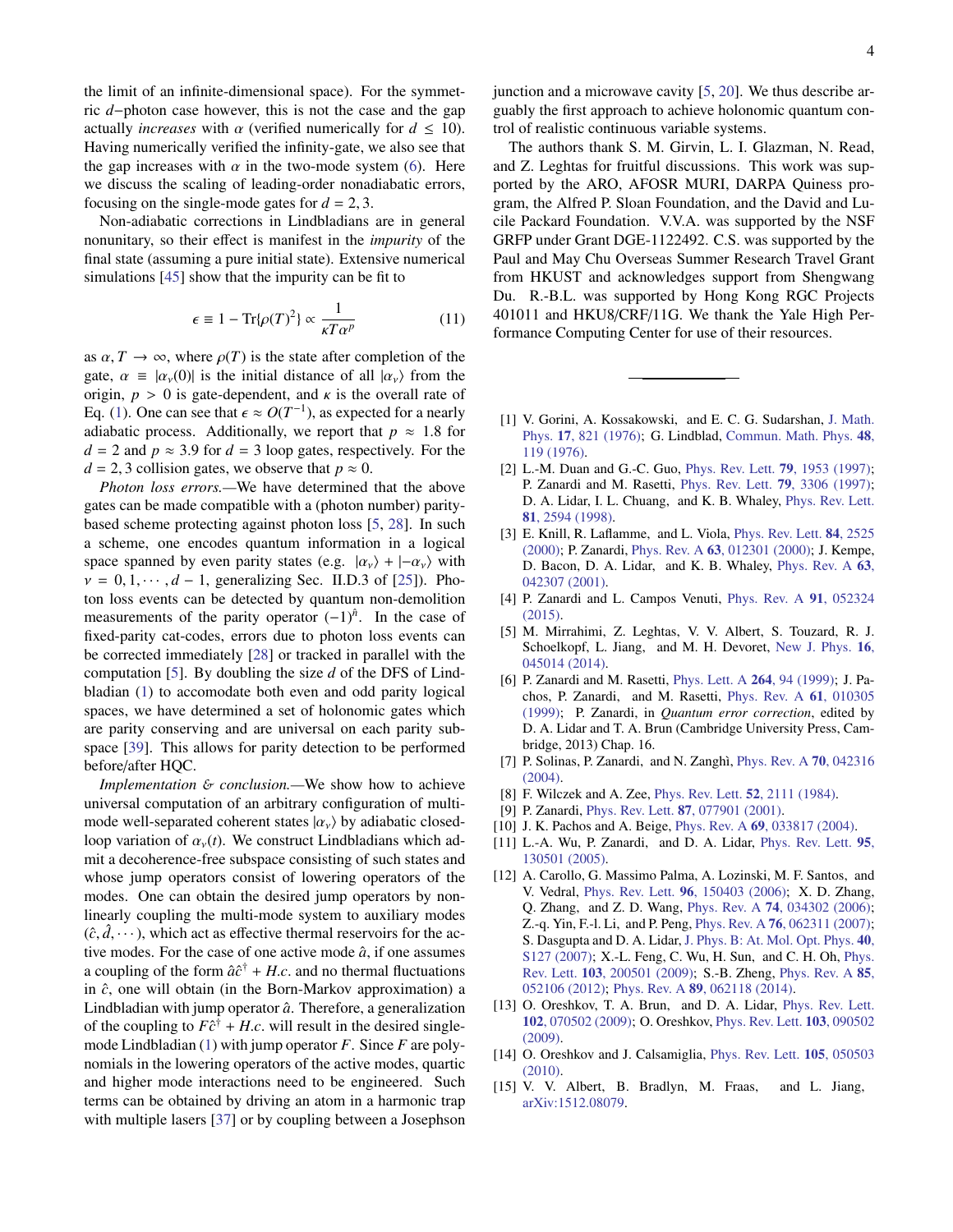the limit of an infinite-dimensional space). For the symmetric $d-$photon case however, this is not the case and the gap actually *increases* with $\alpha$ (verified numerically for $d \leq 10$). Having numerically verified the infinity-gate, we also see that the gap increases with $\alpha$ in the two-mode system (6). Here we discuss the scaling of leading-order nonadiabatic errors, focusing on the single-mode gates for $d = 2, 3$.

Non-adiabatic corrections in Lindbladians are in general nonunitary, so their effect is manifest in the *impurity* of the final state (assuming a pure initial state). Extensive numerical simulations [45] show that the impurity can be fit to

$$\epsilon \equiv 1 - \mathrm{Tr}\{\rho(T)^2\} \propto \frac{1}{\kappa T \alpha^p} \tag{11}$$

as $\alpha, T \to \infty$, where $\rho(T)$ is the state after completion of the gate, $\alpha \equiv |\alpha_\nu(0)|$ is the initial distance of all $|\alpha_\nu\rangle$ from the origin, $p > 0$ is gate-dependent, and $\kappa$ is the overall rate of Eq. (1). One can see that $\epsilon \approx O(T^{-1})$, as expected for a nearly adiabatic process. Additionally, we report that $p \approx 1.8$ for $d = 2$ and $p \approx 3.9$ for $d = 3$ loop gates, respectively. For the $d = 2, 3$ collision gates, we observe that $p \approx 0$.

*Photon loss errors.*—We have determined that the above gates can be made compatible with a (photon number) parity-based scheme protecting against photon loss [5, 28]. In such a scheme, one encodes quantum information in a logical space spanned by even parity states (e.g. $|\alpha_\nu\rangle + |-\alpha_\nu\rangle$ with $\nu = 0, 1, \cdots, d-1$, generalizing Sec. II.D.3 of [25]). Photon loss events can be detected by quantum non-demolition measurements of the parity operator $(-1)^{\hat{n}}$. In the case of fixed-parity cat-codes, errors due to photon loss events can be corrected immediately [28] or tracked in parallel with the computation [5]. By doubling the size $d$ of the DFS of Lindbladian (1) to accomodate both even and odd parity logical spaces, we have determined a set of holonomic gates which are parity conserving and are universal on each parity subspace [39]. This allows for parity detection to be performed before/after HQC.

*Implementation & conclusion.*—We show how to achieve universal computation of an arbitrary configuration of multi-mode well-separated coherent states $|\alpha_\nu\rangle$ by adiabatic closed-loop variation of $\alpha_\nu(t)$. We construct Lindbladians which admit a decoherence-free subspace consisting of such states and whose jump operators consist of lowering operators of the modes. One can obtain the desired jump operators by non-linearly coupling the multi-mode system to auxiliary modes $(\hat{c}, \hat{d}, \cdots)$, which act as effective thermal reservoirs for the active modes. For the case of one active mode $\hat{a}$, if one assumes a coupling of the form $\hat{a}\hat{c}^\dagger + H.c.$ and no thermal fluctuations in $\hat{c}$, one will obtain (in the Born-Markov approximation) a Lindbladian with jump operator $\hat{a}$. Therefore, a generalization of the coupling to $F\hat{c}^\dagger + H.c.$ will result in the desired single-mode Lindbladian (1) with jump operator $F$. Since $F$ are polynomials in the lowering operators of the active modes, quartic and higher mode interactions need to be engineered. Such terms can be obtained by driving an atom in a harmonic trap with multiple lasers [37] or by coupling between a Josephson junction and a microwave cavity [5, 20]. We thus describe arguably the first approach to achieve holonomic quantum control of realistic continuous variable systems.

The authors thank S. M. Girvin, L. I. Glazman, N. Read, and Z. Leghtas for fruitful discussions. This work was supported by the ARO, AFOSR MURI, DARPA Quiness program, the Alfred P. Sloan Foundation, and the David and Lucile Packard Foundation. V.V.A. was supported by the NSF GRFP under Grant DGE-1122492. C.S. was supported by the Paul and May Chu Overseas Summer Research Travel Grant from HKUST and acknowledges support from Shengwang Du. R.-B.L. was supported by Hong Kong RGC Projects 401011 and HKU8/CRF/11G. We thank the Yale High Performance Computing Center for use of their resources.

---

[1] V. Gorini, A. Kossakowski, and E. C. G. Sudarshan, J. Math. Phys. **17**, 821 (1976); G. Lindblad, Commun. Math. Phys. **48**, 119 (1976).

[2] L.-M. Duan and G.-C. Guo, Phys. Rev. Lett. **79**, 1953 (1997); P. Zanardi and M. Rasetti, Phys. Rev. Lett. **79**, 3306 (1997); D. A. Lidar, I. L. Chuang, and K. B. Whaley, Phys. Rev. Lett. **81**, 2594 (1998).

[3] E. Knill, R. Laflamme, and L. Viola, Phys. Rev. Lett. **84**, 2525 (2000); P. Zanardi, Phys. Rev. A **63**, 012301 (2000); J. Kempe, D. Bacon, D. A. Lidar, and K. B. Whaley, Phys. Rev. A **63**, 042307 (2001).

[4] P. Zanardi and L. Campos Venuti, Phys. Rev. A **91**, 052324 (2015).

[5] M. Mirrahimi, Z. Leghtas, V. V. Albert, S. Touzard, R. J. Schoelkopf, L. Jiang, and M. H. Devoret, New J. Phys. **16**, 045014 (2014).

[6] P. Zanardi and M. Rasetti, Phys. Lett. A **264**, 94 (1999); J. Pachos, P. Zanardi, and M. Rasetti, Phys. Rev. A **61**, 010305 (1999); P. Zanardi, in *Quantum error correction*, edited by D. A. Lidar and T. A. Brun (Cambridge University Press, Cambridge, 2013) Chap. 16.

[7] P. Solinas, P. Zanardi, and N. Zanghì, Phys. Rev. A **70**, 042316 (2004).

[8] F. Wilczek and A. Zee, Phys. Rev. Lett. **52**, 2111 (1984).

[9] P. Zanardi, Phys. Rev. Lett. **87**, 077901 (2001).

[10] J. K. Pachos and A. Beige, Phys. Rev. A **69**, 033817 (2004).

[11] L.-A. Wu, P. Zanardi, and D. A. Lidar, Phys. Rev. Lett. **95**, 130501 (2005).

[12] A. Carollo, G. Massimo Palma, A. Lozinski, M. F. Santos, and V. Vedral, Phys. Rev. Lett. **96**, 150403 (2006); X. D. Zhang, Q. Zhang, and Z. D. Wang, Phys. Rev. A **74**, 034302 (2006); Z.-q. Yin, F.-l. Li, and P. Peng, Phys. Rev. A **76**, 062311 (2007); S. Dasgupta and D. A. Lidar, J. Phys. B: At. Mol. Opt. Phys. **40**, S127 (2007); X.-L. Feng, C. Wu, H. Sun, and C. H. Oh, Phys. Rev. Lett. **103**, 200501 (2009); S.-B. Zheng, Phys. Rev. A **85**, 052106 (2012); Phys. Rev. A **89**, 062118 (2014).

[13] O. Oreshkov, T. A. Brun, and D. A. Lidar, Phys. Rev. Lett. **102**, 070502 (2009); O. Oreshkov, Phys. Rev. Lett. **103**, 090502 (2009).

[14] O. Oreshkov and J. Calsamiglia, Phys. Rev. Lett. **105**, 050503 (2010).

[15] V. V. Albert, B. Bradlyn, M. Fraas, and L. Jiang, arXiv:1512.08079.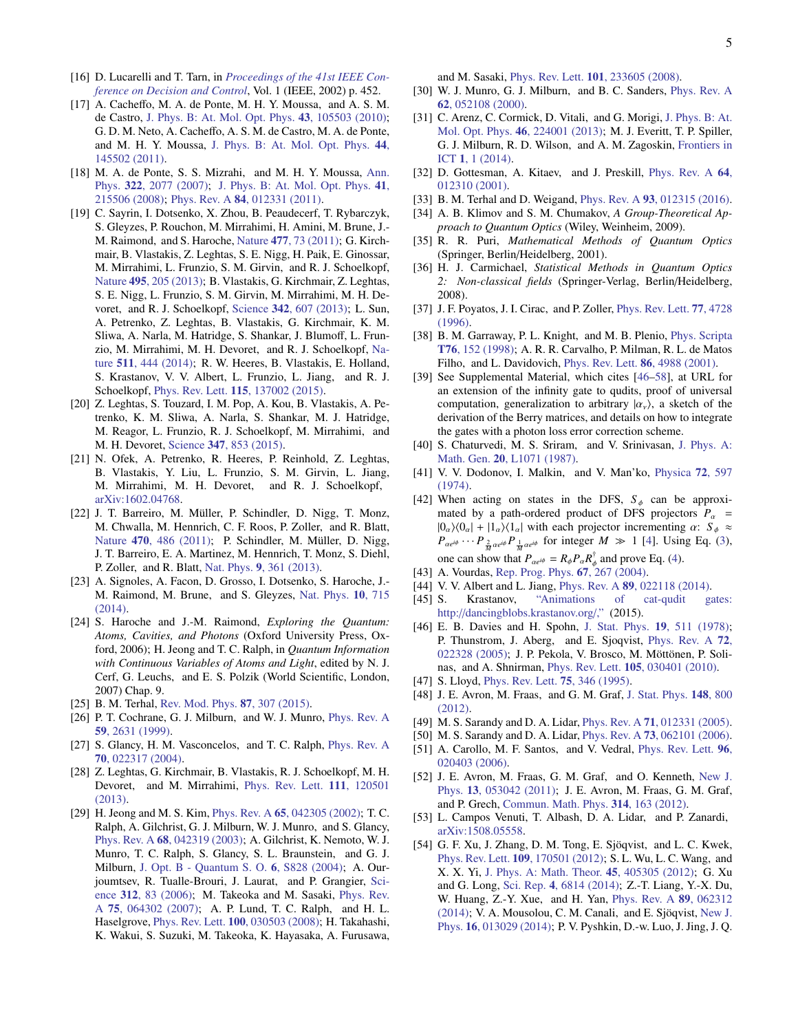[16] D. Lucarelli and T. Tarn, in *Proceedings of the 41st IEEE Conference on Decision and Control*, Vol. 1 (IEEE, 2002) p. 452.

[17] A. Cacheffo, M. A. de Ponte, M. H. Y. Moussa, and A. S. M. de Castro, J. Phys. B: At. Mol. Opt. Phys. **43**, 105503 (2010); G. D. M. Neto, A. Cacheffo, A. S. M. de Castro, M. A. de Ponte, and M. H. Y. Moussa, J. Phys. B: At. Mol. Opt. Phys. **44**, 145502 (2011).

[18] M. A. de Ponte, S. S. Mizrahi, and M. H. Y. Moussa, Ann. Phys. **322**, 2077 (2007); J. Phys. B: At. Mol. Opt. Phys. **41**, 215506 (2008); Phys. Rev. A **84**, 012331 (2011).

[19] C. Sayrin, I. Dotsenko, X. Zhou, B. Peaudecerf, T. Rybarczyk, S. Gleyzes, P. Rouchon, M. Mirrahimi, H. Amini, M. Brune, J.-M. Raimond, and S. Haroche, Nature **477**, 73 (2011); G. Kirchmair, B. Vlastakis, Z. Leghtas, S. E. Nigg, H. Paik, E. Ginossar, M. Mirrahimi, L. Frunzio, S. M. Girvin, and R. J. Schoelkopf, Nature **495**, 205 (2013); B. Vlastakis, G. Kirchmair, Z. Leghtas, S. E. Nigg, L. Frunzio, S. M. Girvin, M. Mirrahimi, M. H. Devoret, and R. J. Schoelkopf, Science **342**, 607 (2013); L. Sun, A. Petrenko, Z. Leghtas, B. Vlastakis, G. Kirchmair, K. M. Sliwa, A. Narla, M. Hatridge, S. Shankar, J. Blumoff, L. Frunzio, M. Mirrahimi, M. H. Devoret, and R. J. Schoelkopf, Nature **511**, 444 (2014); R. W. Heeres, B. Vlastakis, E. Holland, S. Krastanov, V. V. Albert, L. Frunzio, L. Jiang, and R. J. Schoelkopf, Phys. Rev. Lett. **115**, 137002 (2015).

[20] Z. Leghtas, S. Touzard, I. M. Pop, A. Kou, B. Vlastakis, A. Petrenko, K. M. Sliwa, A. Narla, S. Shankar, M. J. Hatridge, M. Reagor, L. Frunzio, R. J. Schoelkopf, M. Mirrahimi, and M. H. Devoret, Science **347**, 853 (2015).

[21] N. Ofek, A. Petrenko, R. Heeres, P. Reinhold, Z. Leghtas, B. Vlastakis, Y. Liu, L. Frunzio, S. M. Girvin, L. Jiang, M. Mirrahimi, M. H. Devoret, and R. J. Schoelkopf, arXiv:1602.04768.

[22] J. T. Barreiro, M. Müller, P. Schindler, D. Nigg, T. Monz, M. Chwalla, M. Hennrich, C. F. Roos, P. Zoller, and R. Blatt, Nature **470**, 486 (2011); P. Schindler, M. Müller, D. Nigg, J. T. Barreiro, E. A. Martinez, M. Hennrich, T. Monz, S. Diehl, P. Zoller, and R. Blatt, Nat. Phys. **9**, 361 (2013).

[23] A. Signoles, A. Facon, D. Grosso, I. Dotsenko, S. Haroche, J.-M. Raimond, M. Brune, and S. Gleyzes, Nat. Phys. **10**, 715 (2014).

[24] S. Haroche and J.-M. Raimond, *Exploring the Quantum: Atoms, Cavities, and Photons* (Oxford University Press, Oxford, 2006); H. Jeong and T. C. Ralph, in *Quantum Information with Continuous Variables of Atoms and Light*, edited by N. J. Cerf, G. Leuchs, and E. S. Polzik (World Scientific, London, 2007) Chap. 9.

[25] B. M. Terhal, Rev. Mod. Phys. **87**, 307 (2015).

[26] P. T. Cochrane, G. J. Milburn, and W. J. Munro, Phys. Rev. A **59**, 2631 (1999).

[27] S. Glancy, H. M. Vasconcelos, and T. C. Ralph, Phys. Rev. A **70**, 022317 (2004).

[28] Z. Leghtas, G. Kirchmair, B. Vlastakis, R. J. Schoelkopf, M. H. Devoret, and M. Mirrahimi, Phys. Rev. Lett. **111**, 120501 (2013).

[29] H. Jeong and M. S. Kim, Phys. Rev. A **65**, 042305 (2002); T. C. Ralph, A. Gilchrist, G. J. Milburn, W. J. Munro, and S. Glancy, Phys. Rev. A **68**, 042319 (2003); A. Gilchrist, K. Nemoto, W. J. Munro, T. C. Ralph, S. Glancy, S. L. Braunstein, and G. J. Milburn, J. Opt. B - Quantum S. O. **6**, S828 (2004); A. Ourjoumtsev, R. Tualle-Brouri, J. Laurat, and P. Grangier, Science **312**, 83 (2006); M. Takeoka and M. Sasaki, Phys. Rev. A **75**, 064302 (2007); A. P. Lund, T. C. Ralph, and H. L. Haselgrove, Phys. Rev. Lett. **100**, 030503 (2008); H. Takahashi, K. Wakui, S. Suzuki, M. Takeoka, K. Hayasaka, A. Furusawa, and M. Sasaki, Phys. Rev. Lett. **101**, 233605 (2008).

[30] W. J. Munro, G. J. Milburn, and B. C. Sanders, Phys. Rev. A **62**, 052108 (2000).

[31] C. Arenz, C. Cormick, D. Vitali, and G. Morigi, J. Phys. B: At. Mol. Opt. Phys. **46**, 224001 (2013); M. J. Everitt, T. P. Spiller, G. J. Milburn, R. D. Wilson, and A. M. Zagoskin, Frontiers in ICT **1**, 1 (2014).

[32] D. Gottesman, A. Kitaev, and J. Preskill, Phys. Rev. A **64**, 012310 (2001).

[33] B. M. Terhal and D. Weigand, Phys. Rev. A **93**, 012315 (2016).

[34] A. B. Klimov and S. M. Chumakov, *A Group-Theoretical Approach to Quantum Optics* (Wiley, Weinheim, 2009).

[35] R. R. Puri, *Mathematical Methods of Quantum Optics* (Springer, Berlin/Heidelberg, 2001).

[36] H. J. Carmichael, *Statistical Methods in Quantum Optics 2: Non-classical fields* (Springer-Verlag, Berlin/Heidelberg, 2008).

[37] J. F. Poyatos, J. I. Cirac, and P. Zoller, Phys. Rev. Lett. **77**, 4728 (1996).

[38] B. M. Garraway, P. L. Knight, and M. B. Plenio, Phys. Scripta **T76**, 152 (1998); A. R. R. Carvalho, P. Milman, R. L. de Matos Filho, and L. Davidovich, Phys. Rev. Lett. **86**, 4988 (2001).

[39] See Supplemental Material, which cites [46–58], at URL for an extension of the infinity gate to qudits, proof of universal computation, generalization to arbitrary $|\alpha_\nu\rangle$, a sketch of the derivation of the Berry matrices, and details on how to integrate the gates with a photon loss error correction scheme.

[40] S. Chaturvedi, M. S. Sriram, and V. Srinivasan, J. Phys. A: Math. Gen. **20**, L1071 (1987).

[41] V. V. Dodonov, I. Malkin, and V. Man'ko, Physica **72**, 597 (1974).

[42] When acting on states in the DFS, $S_\phi$ can be approximated by a path-ordered product of DFS projectors $P_\alpha = |0_\alpha\rangle\langle 0_\alpha| + |1_\alpha\rangle\langle 1_\alpha|$ with each projector incrementing $\alpha$: $S_\phi \approx P_{\alpha e^{i\phi}} \cdots P_{\frac{2}{M}\alpha e^{i\phi}} P_{\frac{1}{M}\alpha e^{i\phi}}$ for integer $M \gg 1$ [4]. Using Eq. (3), one can show that $P_{\alpha e^{i\phi}} = R_\phi P_\alpha R_\phi^\dagger$ and prove Eq. (4).

[43] A. Vourdas, Rep. Prog. Phys. **67**, 267 (2004).

[44] V. V. Albert and L. Jiang, Phys. Rev. A **89**, 022118 (2014).

[45] S. Krastanov, "Animations of cat-qudit gates: http://dancingblobs.krastanov.org/," (2015).

[46] E. B. Davies and H. Spohn, J. Stat. Phys. **19**, 511 (1978); P. Thunstrom, J. Aberg, and E. Sjoqvist, Phys. Rev. A **72**, 022328 (2005); J. P. Pekola, V. Brosco, M. Möttönen, P. Solinas, and A. Shnirman, Phys. Rev. Lett. **105**, 030401 (2010).

[47] S. Lloyd, Phys. Rev. Lett. **75**, 346 (1995).

[48] J. E. Avron, M. Fraas, and G. M. Graf, J. Stat. Phys. **148**, 800 (2012).

[49] M. S. Sarandy and D. A. Lidar, Phys. Rev. A **71**, 012331 (2005).

[50] M. S. Sarandy and D. A. Lidar, Phys. Rev. A **73**, 062101 (2006).

[51] A. Carollo, M. F. Santos, and V. Vedral, Phys. Rev. Lett. **96**, 020403 (2006).

[52] J. E. Avron, M. Fraas, G. M. Graf, and O. Kenneth, New J. Phys. **13**, 053042 (2011); J. E. Avron, M. Fraas, G. M. Graf, and P. Grech, Commun. Math. Phys. **314**, 163 (2012).

[53] L. Campos Venuti, T. Albash, D. A. Lidar, and P. Zanardi, arXiv:1508.05558.

[54] G. F. Xu, J. Zhang, D. M. Tong, E. Sjöqvist, and L. C. Kwek, Phys. Rev. Lett. **109**, 170501 (2012); S. L. Wu, L. C. Wang, and X. X. Yi, J. Phys. A: Math. Theor. **45**, 405305 (2012); G. Xu and G. Long, Sci. Rep. **4**, 6814 (2014); Z.-T. Liang, Y.-X. Du, W. Huang, Z.-Y. Xue, and H. Yan, Phys. Rev. A **89**, 062312 (2014); V. A. Mousolou, C. M. Canali, and E. Sjöqvist, New J. Phys. **16**, 013029 (2014); P. V. Pyshkin, D.-w. Luo, J. Jing, J. Q.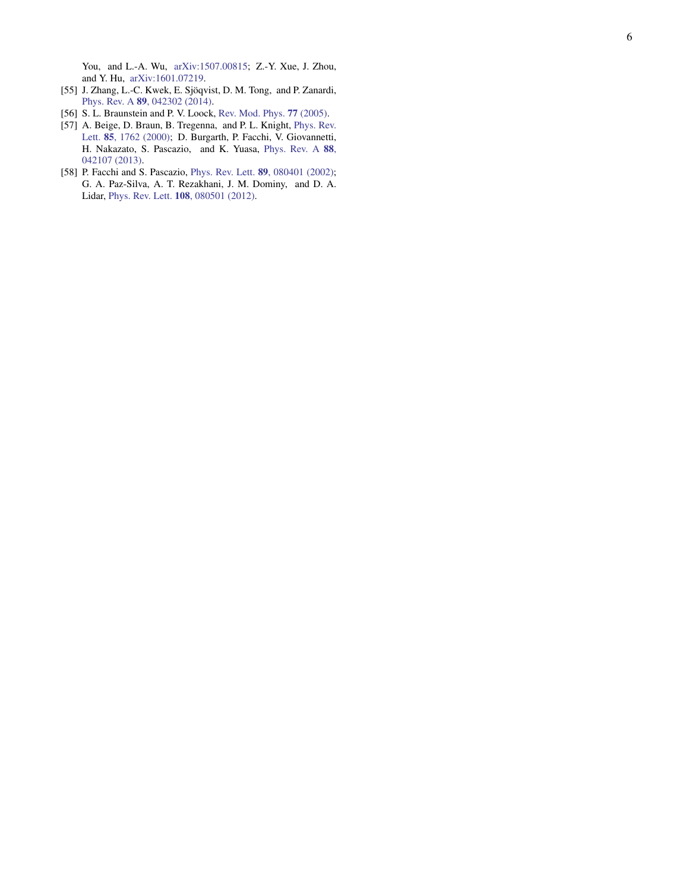You, and L.-A. Wu, arXiv:1507.00815; Z.-Y. Xue, J. Zhou, and Y. Hu, arXiv:1601.07219.

[55] J. Zhang, L.-C. Kwek, E. Sjöqvist, D. M. Tong, and P. Zanardi, Phys. Rev. A **89**, 042302 (2014).

[56] S. L. Braunstein and P. V. Loock, Rev. Mod. Phys. **77** (2005).

[57] A. Beige, D. Braun, B. Tregenna, and P. L. Knight, Phys. Rev. Lett. **85**, 1762 (2000); D. Burgarth, P. Facchi, V. Giovannetti, H. Nakazato, S. Pascazio, and K. Yuasa, Phys. Rev. A **88**, 042107 (2013).

[58] P. Facchi and S. Pascazio, Phys. Rev. Lett. **89**, 080401 (2002); G. A. Paz-Silva, A. T. Rezakhani, J. M. Dominy, and D. A. Lidar, Phys. Rev. Lett. **108**, 080501 (2012).